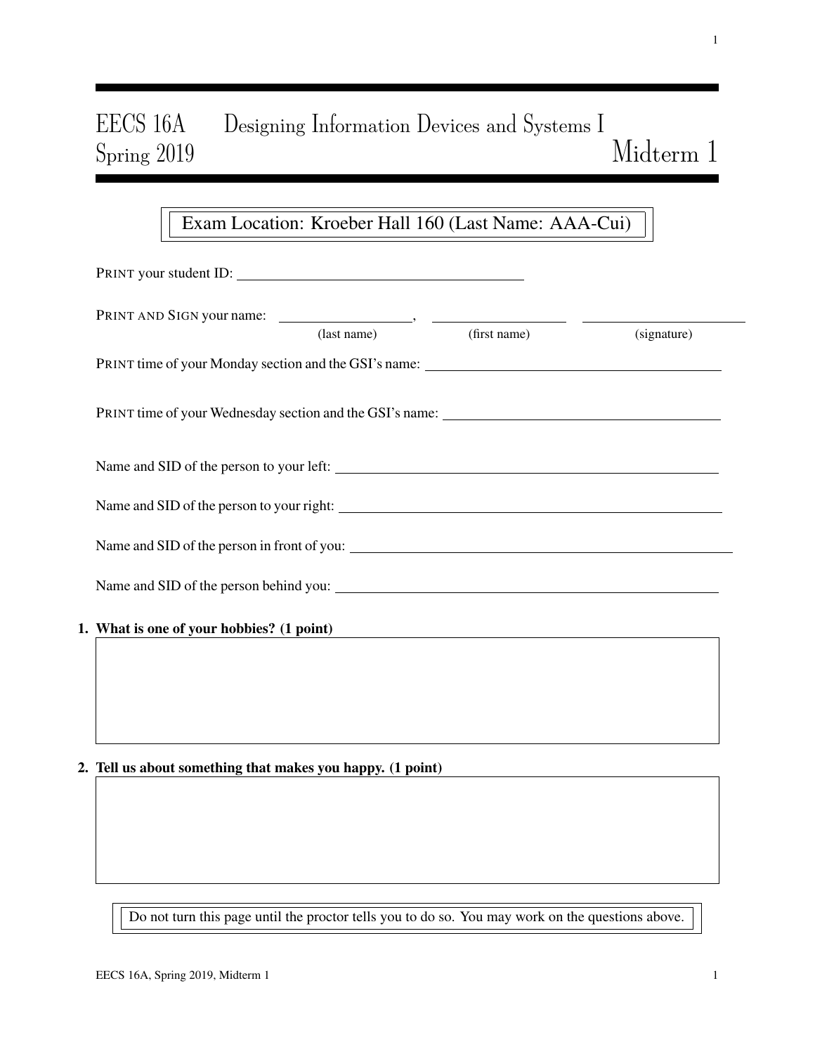# EECS 16A Designing Information Devices and Systems I
## Spring 2019 Midterm 1

Exam Location: Kroeber Hall 160 (Last Name: AAA-Cui)

PRINT your student ID: ________________________________

PRINT AND SIGN your name: ________________, ________________ ________________
(last name) (first name) (signature)

PRINT time of your Monday section and the GSI's name: ________________________________

PRINT time of your Wednesday section and the GSI's name: ________________________________

Name and SID of the person to your left: ________________________________

Name and SID of the person to your right: ________________________________

Name and SID of the person in front of you: ________________________________

Name and SID of the person behind you: ________________________________

**1. What is one of your hobbies? (1 point)**

**2. Tell us about something that makes you happy. (1 point)**

Do not turn this page until the proctor tells you to do so. You may work on the questions above.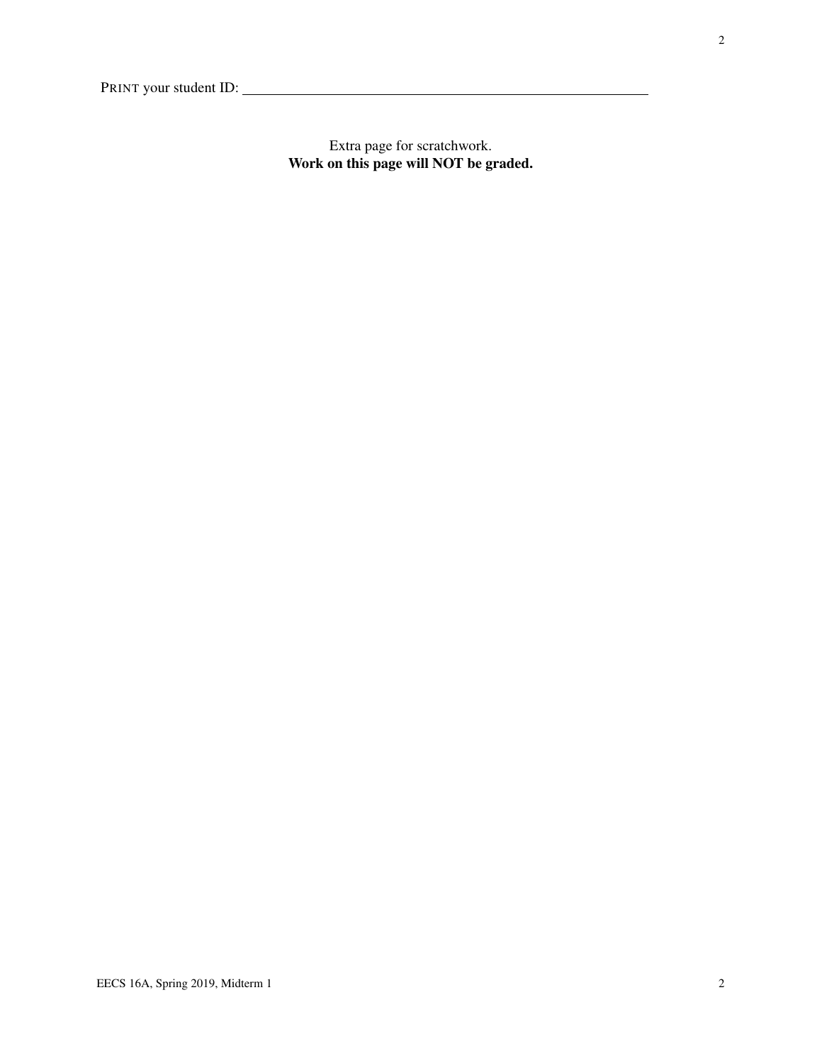PRINT your student ID: ________________________________

Extra page for scratchwork.
**Work on this page will NOT be graded.**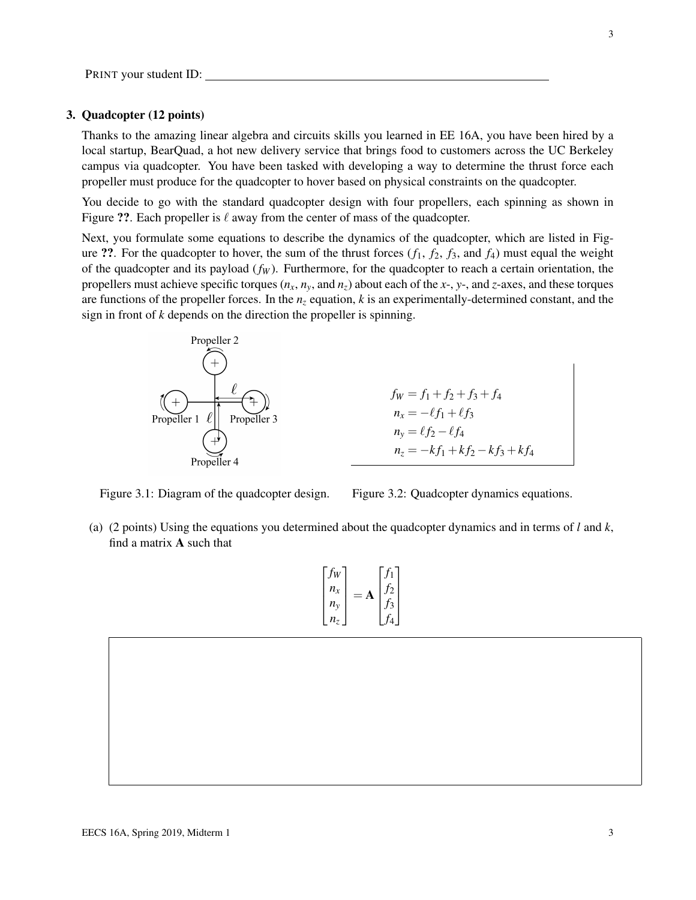PRINT your student ID: ____________________

## 3. Quadcopter (12 points)

Thanks to the amazing linear algebra and circuits skills you learned in EE 16A, you have been hired by a local startup, BearQuad, a hot new delivery service that brings food to customers across the UC Berkeley campus via quadcopter. You have been tasked with developing a way to determine the thrust force each propeller must produce for the quadcopter to hover based on physical constraints on the quadcopter.

You decide to go with the standard quadcopter design with four propellers, each spinning as shown in Figure ??. Each propeller is $\ell$ away from the center of mass of the quadcopter.

Next, you formulate some equations to describe the dynamics of the quadcopter, which are listed in Figure ??. For the quadcopter to hover, the sum of the thrust forces ($f_1$, $f_2$, $f_3$, and $f_4$) must equal the weight of the quadcopter and its payload ($f_W$). Furthermore, for the quadcopter to reach a certain orientation, the propellers must achieve specific torques ($n_x$, $n_y$, and $n_z$) about each of the $x$-, $y$-, and $z$-axes, and these torques are functions of the propeller forces. In the $n_z$ equation, $k$ is an experimentally-determined constant, and the sign in front of $k$ depends on the direction the propeller is spinning.

Figure 3.1: Diagram of the quadcopter design.

$$
\begin{aligned}
f_W &= f_1 + f_2 + f_3 + f_4 \\
n_x &= -\ell f_1 + \ell f_3 \\
n_y &= \ell f_2 - \ell f_4 \\
n_z &= -kf_1 + kf_2 - kf_3 + kf_4
\end{aligned}
$$

Figure 3.2: Quadcopter dynamics equations.

(a) (2 points) Using the equations you determined about the quadcopter dynamics and in terms of $l$ and $k$, find a matrix $\mathbf{A}$ such that

$$
\begin{bmatrix} f_W \\ n_x \\ n_y \\ n_z \end{bmatrix} = \mathbf{A} \begin{bmatrix} f_1 \\ f_2 \\ f_3 \\ f_4 \end{bmatrix}
$$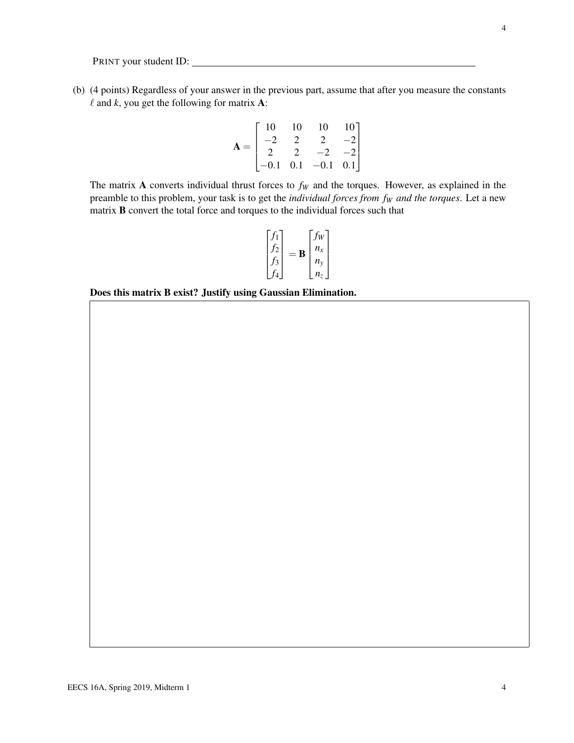PRINT your student ID: ____________________

(b) (4 points) Regardless of your answer in the previous part, assume that after you measure the constants $\ell$ and $k$, you get the following for matrix $\mathbf{A}$:

$$\mathbf{A} = \begin{bmatrix} 10 & 10 & 10 & 10 \\ -2 & 2 & 2 & -2 \\ 2 & 2 & -2 & -2 \\ -0.1 & 0.1 & -0.1 & 0.1 \end{bmatrix}$$

The matrix $\mathbf{A}$ converts individual thrust forces to $f_W$ and the torques. However, as explained in the preamble to this problem, your task is to get the *individual forces from $f_W$ and the torques*. Let a new matrix $\mathbf{B}$ convert the total force and torques to the individual forces such that

$$\begin{bmatrix} f_1 \\ f_2 \\ f_3 \\ f_4 \end{bmatrix} = \mathbf{B} \begin{bmatrix} f_W \\ n_x \\ n_y \\ n_z \end{bmatrix}$$

**Does this matrix B exist? Justify using Gaussian Elimination.**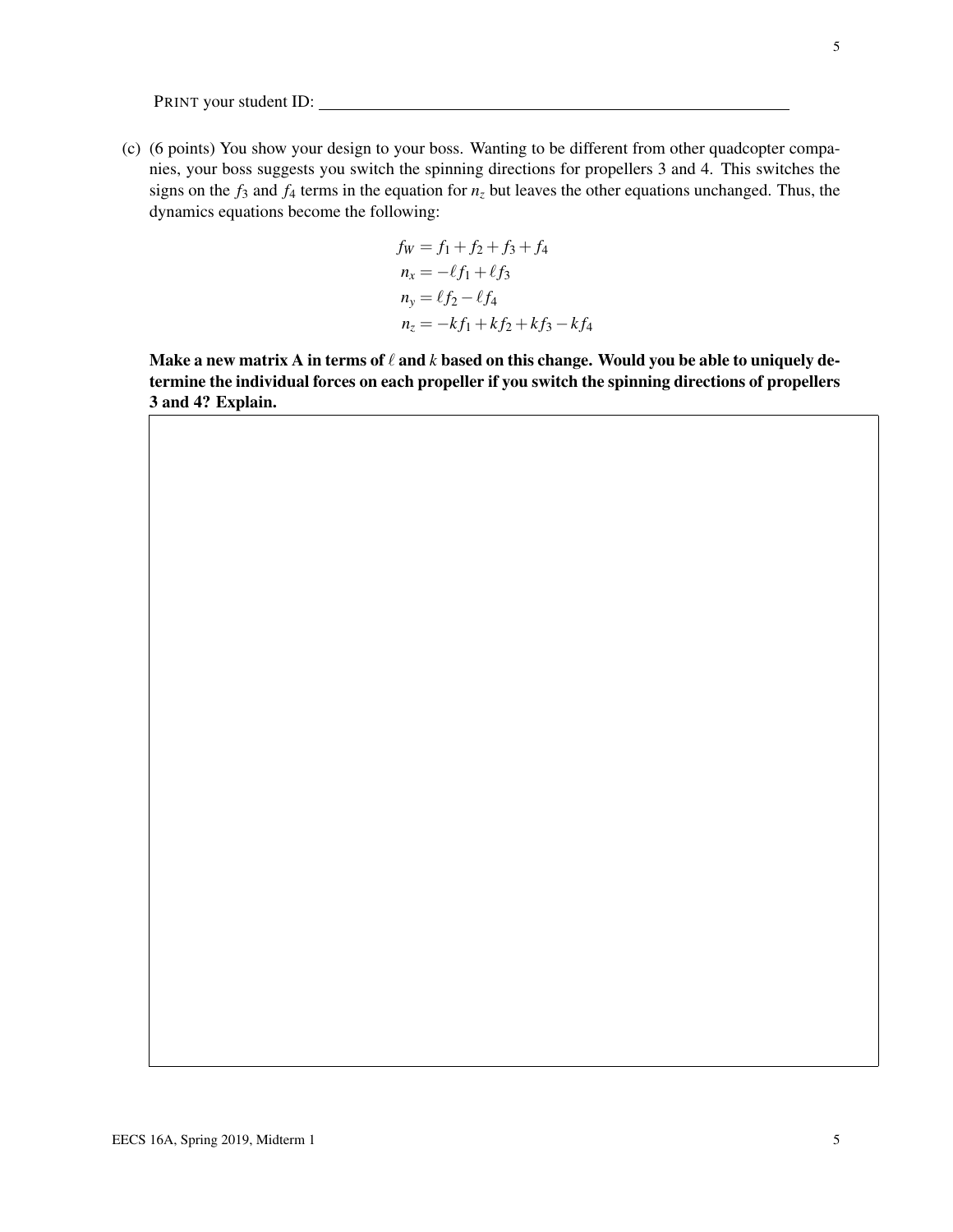PRINT your student ID: \_\_\_\_\_\_\_\_\_\_\_\_\_\_\_\_\_\_\_\_\_\_\_\_\_\_\_\_\_\_

(c) (6 points) You show your design to your boss. Wanting to be different from other quadcopter companies, your boss suggests you switch the spinning directions for propellers 3 and 4. This switches the signs on the $f_3$ and $f_4$ terms in the equation for $n_z$ but leaves the other equations unchanged. Thus, the dynamics equations become the following:

$$
\begin{aligned}
f_W &= f_1 + f_2 + f_3 + f_4 \\
n_x &= -\ell f_1 + \ell f_3 \\
n_y &= \ell f_2 - \ell f_4 \\
n_z &= -k f_1 + k f_2 + k f_3 - k f_4
\end{aligned}
$$

**Make a new matrix A in terms of $\ell$ and $k$ based on this change. Would you be able to uniquely determine the individual forces on each propeller if you switch the spinning directions of propellers 3 and 4? Explain.**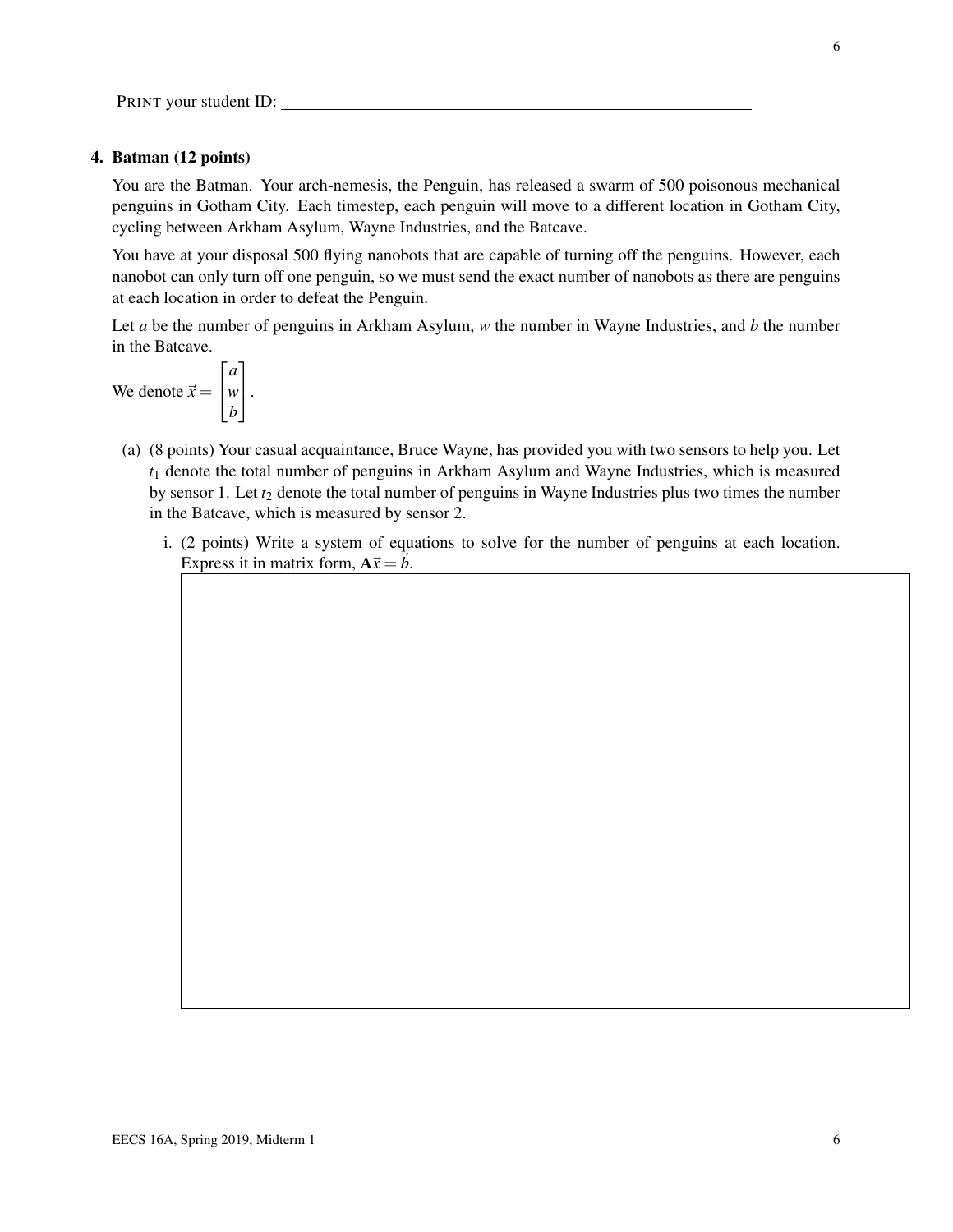PRINT your student ID: ____________________

## 4. Batman (12 points)

You are the Batman. Your arch-nemesis, the Penguin, has released a swarm of 500 poisonous mechanical penguins in Gotham City. Each timestep, each penguin will move to a different location in Gotham City, cycling between Arkham Asylum, Wayne Industries, and the Batcave.

You have at your disposal 500 flying nanobots that are capable of turning off the penguins. However, each nanobot can only turn off one penguin, so we must send the exact number of nanobots as there are penguins at each location in order to defeat the Penguin.

Let $a$ be the number of penguins in Arkham Asylum, $w$ the number in Wayne Industries, and $b$ the number in the Batcave.

We denote $\vec{x} = \begin{bmatrix} a \\ w \\ b \end{bmatrix}$.

(a) (8 points) Your casual acquaintance, Bruce Wayne, has provided you with two sensors to help you. Let $t_1$ denote the total number of penguins in Arkham Asylum and Wayne Industries, which is measured by sensor 1. Let $t_2$ denote the total number of penguins in Wayne Industries plus two times the number in the Batcave, which is measured by sensor 2.

i. (2 points) Write a system of equations to solve for the number of penguins at each location. Express it in matrix form, $\mathbf{A}\vec{x} = \vec{b}$.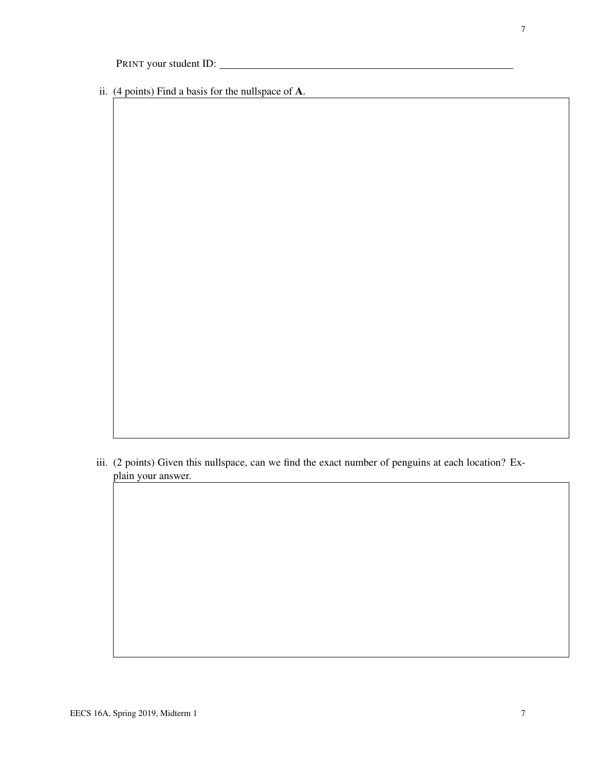PRINT your student ID: ________________________________________________

ii. (4 points) Find a basis for the nullspace of **A**.

iii. (2 points) Given this nullspace, can we find the exact number of penguins at each location? Explain your answer.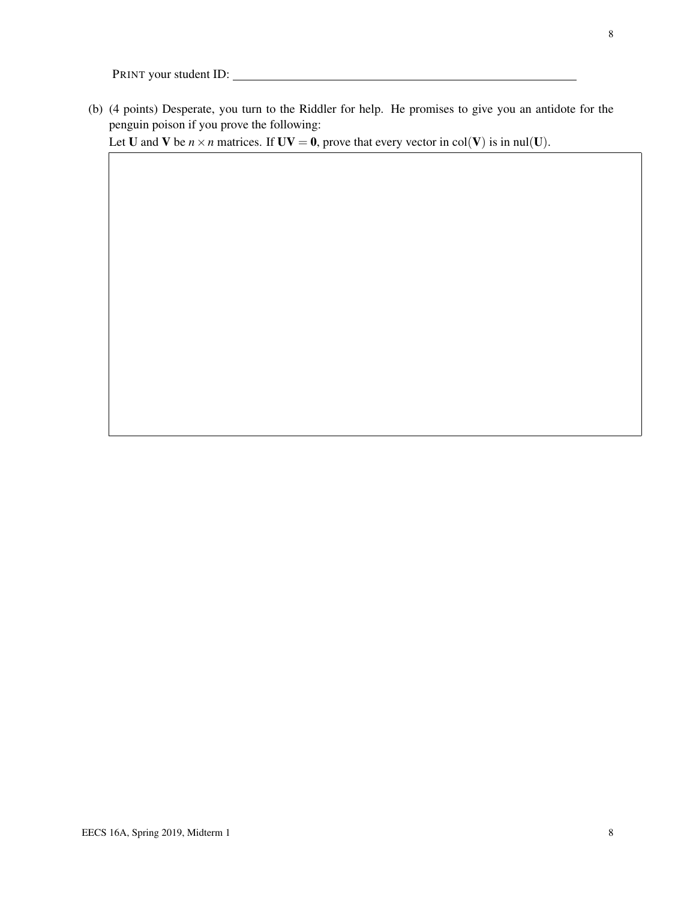PRINT your student ID: ______________________________

(b) (4 points) Desperate, you turn to the Riddler for help. He promises to give you an antidote for the penguin poison if you prove the following:

Let $\mathbf{U}$ and $\mathbf{V}$ be $n \times n$ matrices. If $\mathbf{UV} = \mathbf{0}$, prove that every vector in $\text{col}(\mathbf{V})$ is in $\text{nul}(\mathbf{U})$.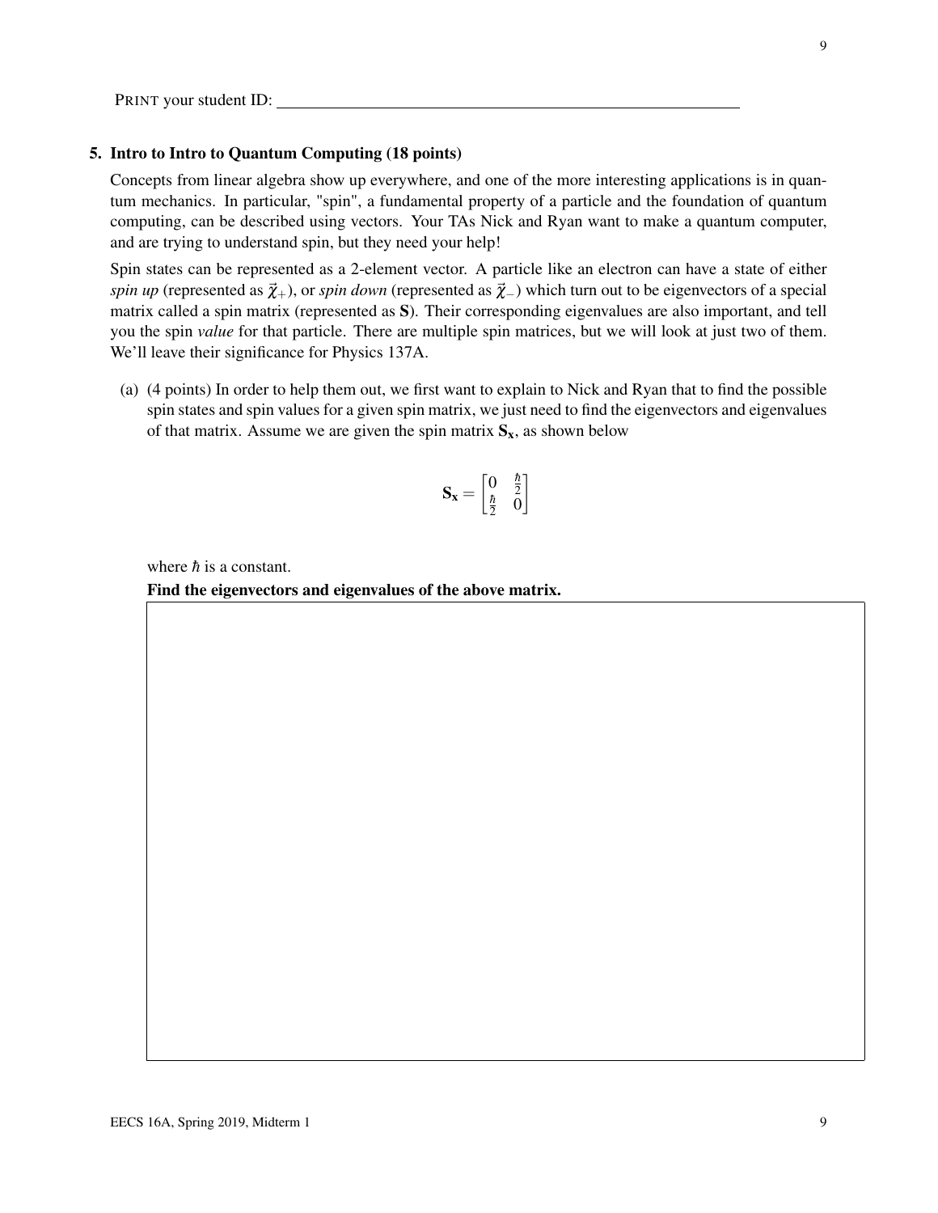PRINT your student ID: ______________________________

## 5. Intro to Intro to Quantum Computing (18 points)

Concepts from linear algebra show up everywhere, and one of the more interesting applications is in quantum mechanics. In particular, "spin", a fundamental property of a particle and the foundation of quantum computing, can be described using vectors. Your TAs Nick and Ryan want to make a quantum computer, and are trying to understand spin, but they need your help!

Spin states can be represented as a 2-element vector. A particle like an electron can have a state of either *spin up* (represented as $\vec{\chi}_+$), or *spin down* (represented as $\vec{\chi}_-$) which turn out to be eigenvectors of a special matrix called a spin matrix (represented as $\mathbf{S}$). Their corresponding eigenvalues are also important, and tell you the spin *value* for that particle. There are multiple spin matrices, but we will look at just two of them. We'll leave their significance for Physics 137A.

(a) (4 points) In order to help them out, we first want to explain to Nick and Ryan that to find the possible spin states and spin values for a given spin matrix, we just need to find the eigenvectors and eigenvalues of that matrix. Assume we are given the spin matrix $\mathbf{S_x}$, as shown below

$$\mathbf{S_x} = \begin{bmatrix} 0 & \frac{\hbar}{2} \\ \frac{\hbar}{2} & 0 \end{bmatrix}$$

where $\hbar$ is a constant.

**Find the eigenvectors and eigenvalues of the above matrix.**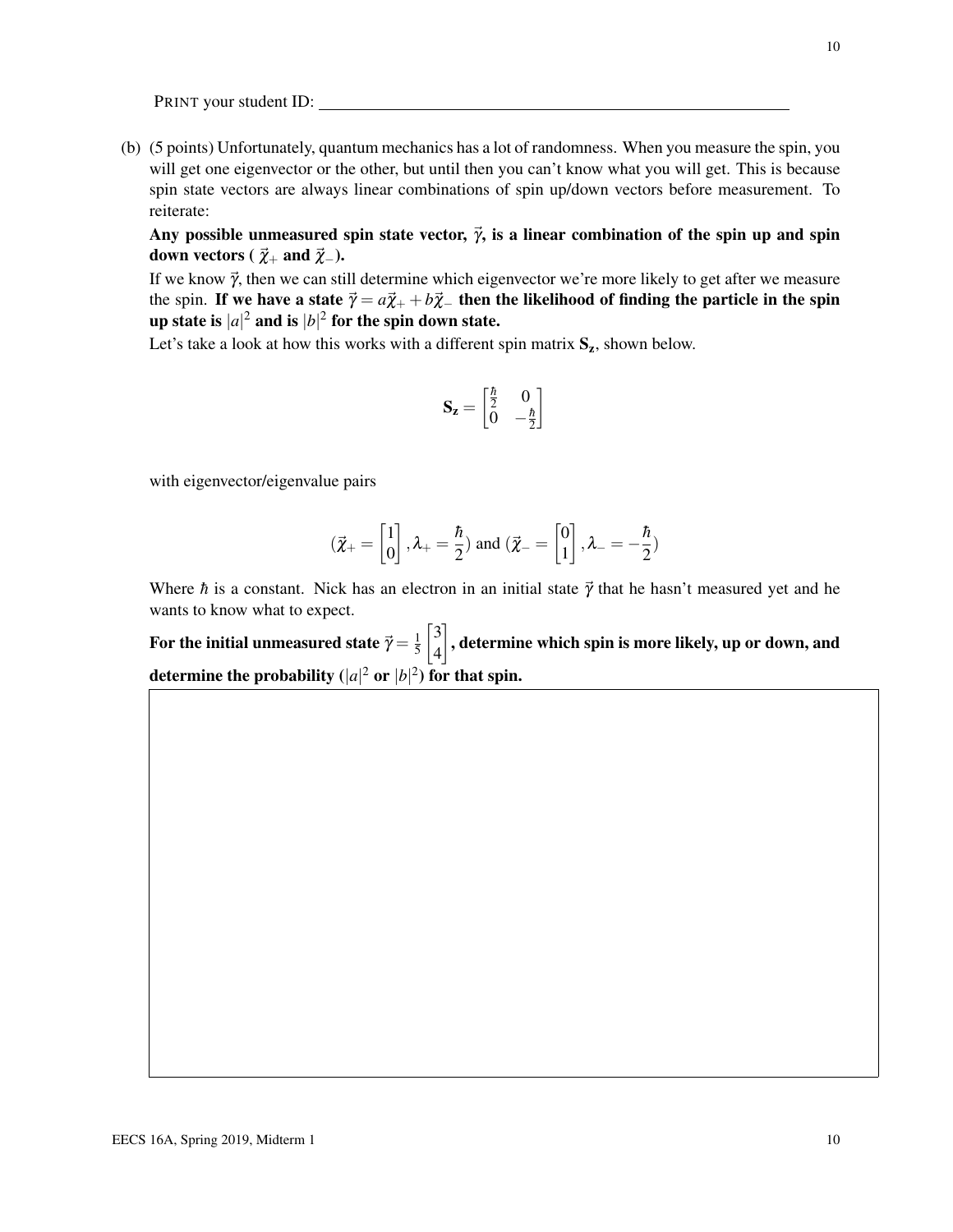PRINT your student ID: ____________________

(b) (5 points) Unfortunately, quantum mechanics has a lot of randomness. When you measure the spin, you will get one eigenvector or the other, but until then you can't know what you will get. This is because spin state vectors are always linear combinations of spin up/down vectors before measurement. To reiterate:

**Any possible unmeasured spin state vector, $\vec{\gamma}$, is a linear combination of the spin up and spin down vectors ( $\vec{\chi}_+$ and $\vec{\chi}_-$).**

If we know $\vec{\gamma}$, then we can still determine which eigenvector we're more likely to get after we measure the spin. **If we have a state $\vec{\gamma} = a\vec{\chi}_+ + b\vec{\chi}_-$ then the likelihood of finding the particle in the spin up state is $|a|^2$ and is $|b|^2$ for the spin down state.**

Let's take a look at how this works with a different spin matrix $\mathbf{S_z}$, shown below.

$$\mathbf{S_z} = \begin{bmatrix} \frac{\hbar}{2} & 0 \\ 0 & -\frac{\hbar}{2} \end{bmatrix}$$

with eigenvector/eigenvalue pairs

$$(\vec{\chi}_+ = \begin{bmatrix} 1 \\ 0 \end{bmatrix}, \lambda_+ = \frac{\hbar}{2}) \text{ and } (\vec{\chi}_- = \begin{bmatrix} 0 \\ 1 \end{bmatrix}, \lambda_- = -\frac{\hbar}{2})$$

Where $\hbar$ is a constant. Nick has an electron in an initial state $\vec{\gamma}$ that he hasn't measured yet and he wants to know what to expect.

**For the initial unmeasured state $\vec{\gamma} = \frac{1}{5}\begin{bmatrix} 3 \\ 4 \end{bmatrix}$, determine which spin is more likely, up or down, and determine the probability ($|a|^2$ or $|b|^2$) for that spin.**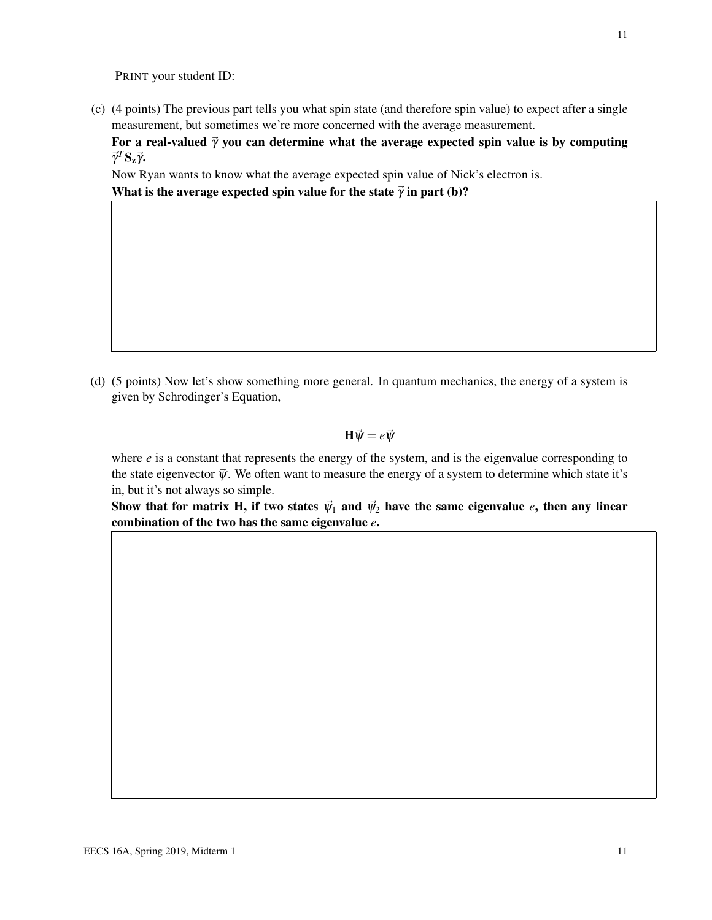PRINT your student ID: \_\_\_\_\_\_\_\_\_\_\_\_\_\_\_\_\_\_\_\_\_\_\_\_\_\_\_\_

(c) (4 points) The previous part tells you what spin state (and therefore spin value) to expect after a single measurement, but sometimes we're more concerned with the average measurement.

**For a real-valued $\vec{\gamma}$ you can determine what the average expected spin value is by computing $\vec{\gamma}^T \mathbf{S_z} \vec{\gamma}$.**

Now Ryan wants to know what the average expected spin value of Nick's electron is.

**What is the average expected spin value for the state $\vec{\gamma}$ in part (b)?**

(d) (5 points) Now let's show something more general. In quantum mechanics, the energy of a system is given by Schrodinger's Equation,

$$\mathbf{H}\vec{\psi} = e\vec{\psi}$$

where $e$ is a constant that represents the energy of the system, and is the eigenvalue corresponding to the state eigenvector $\vec{\psi}$. We often want to measure the energy of a system to determine which state it's in, but it's not always so simple.

**Show that for matrix H, if two states $\vec{\psi}_1$ and $\vec{\psi}_2$ have the same eigenvalue $e$, then any linear combination of the two has the same eigenvalue $e$.**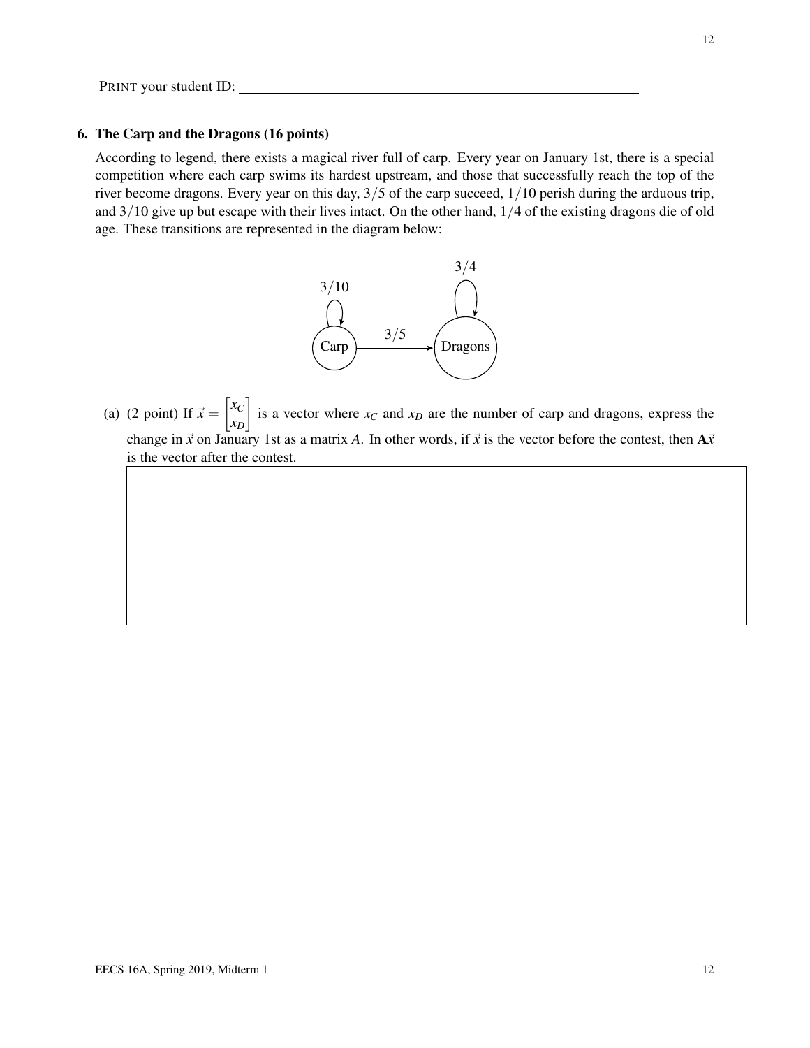PRINT your student ID: \_\_\_\_\_\_\_\_\_\_\_\_\_\_\_\_\_\_\_\_\_\_\_\_\_\_\_\_\_\_\_\_

## 6. The Carp and the Dragons (16 points)

According to legend, there exists a magical river full of carp. Every year on January 1st, there is a special competition where each carp swims its hardest upstream, and those that successfully reach the top of the river become dragons. Every year on this day, $3/5$ of the carp succeed, $1/10$ perish during the arduous trip, and $3/10$ give up but escape with their lives intact. On the other hand, $1/4$ of the existing dragons die of old age. These transitions are represented in the diagram below:

(a) (2 point) If $\vec{x} = \begin{bmatrix} x_C \\ x_D \end{bmatrix}$ is a vector where $x_C$ and $x_D$ are the number of carp and dragons, express the change in $\vec{x}$ on January 1st as a matrix $A$. In other words, if $\vec{x}$ is the vector before the contest, then $\mathbf{A}\vec{x}$ is the vector after the contest.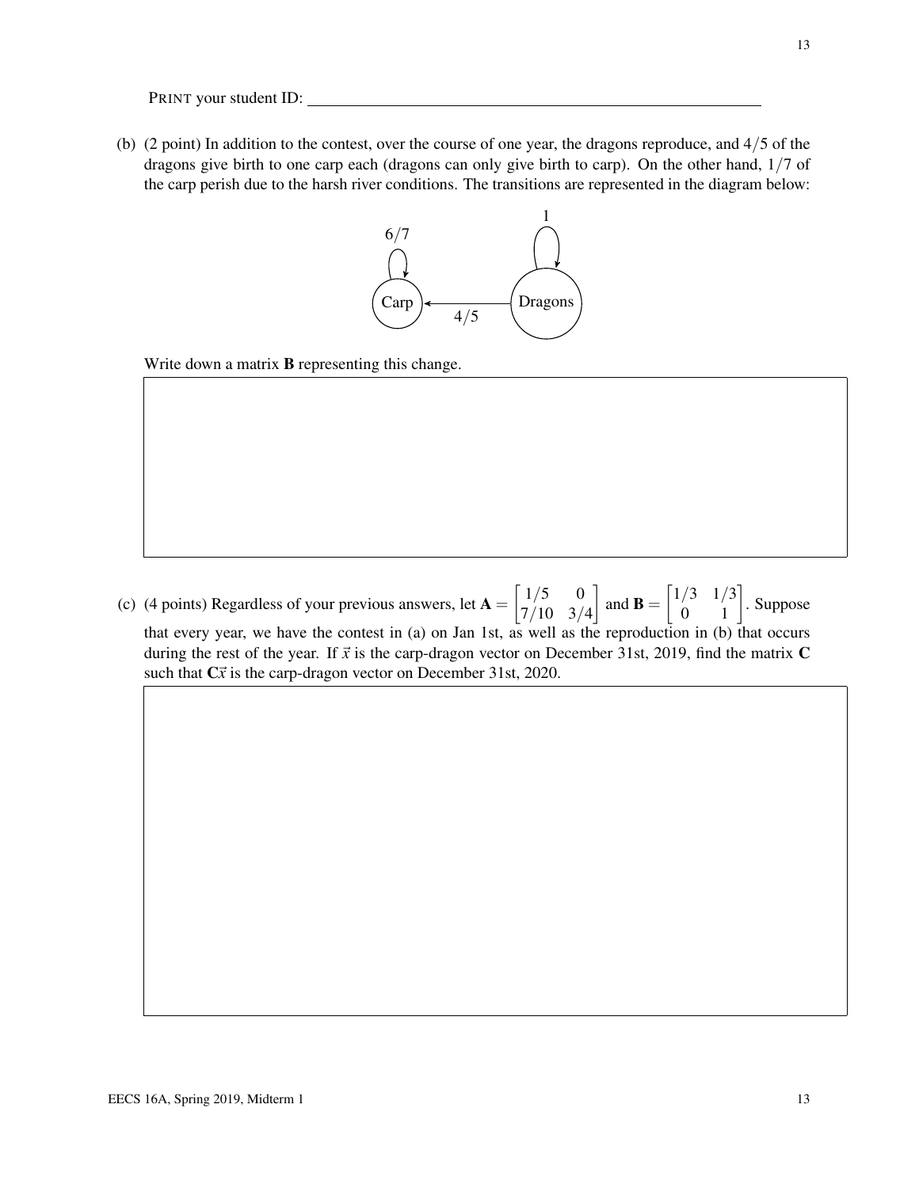PRINT your student ID: ____________________

(b) (2 point) In addition to the contest, over the course of one year, the dragons reproduce, and $4/5$ of the dragons give birth to one carp each (dragons can only give birth to carp). On the other hand, $1/7$ of the carp perish due to the harsh river conditions. The transitions are represented in the diagram below:

Carp (self-loop $6/7$) ← $4/5$ — Dragons (self-loop $1$)

Write down a matrix $\mathbf{B}$ representing this change.

(c) (4 points) Regardless of your previous answers, let $\mathbf{A} = \begin{bmatrix} 1/5 & 0 \\ 7/10 & 3/4 \end{bmatrix}$ and $\mathbf{B} = \begin{bmatrix} 1/3 & 1/3 \\ 0 & 1 \end{bmatrix}$. Suppose that every year, we have the contest in (a) on Jan 1st, as well as the reproduction in (b) that occurs during the rest of the year. If $\vec{x}$ is the carp-dragon vector on December 31st, 2019, find the matrix $\mathbf{C}$ such that $\mathbf{C}\vec{x}$ is the carp-dragon vector on December 31st, 2020.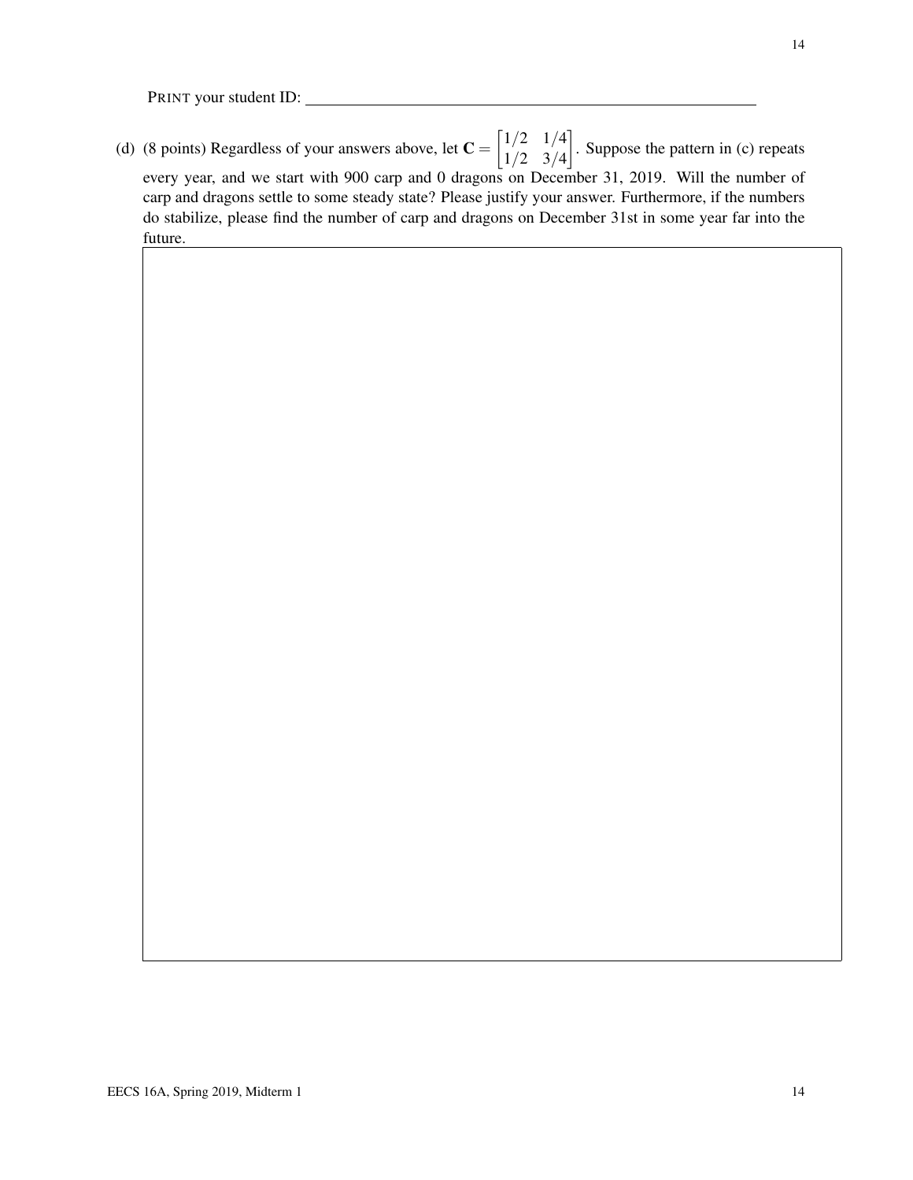PRINT your student ID: \_\_\_\_\_\_\_\_\_\_\_\_\_\_\_\_\_\_\_\_\_\_\_\_\_\_\_\_\_\_\_\_\_\_\_\_\_\_\_\_

(d) (8 points) Regardless of your answers above, let $\mathbf{C} = \begin{bmatrix} 1/2 & 1/4 \\ 1/2 & 3/4 \end{bmatrix}$. Suppose the pattern in (c) repeats every year, and we start with 900 carp and 0 dragons on December 31, 2019. Will the number of carp and dragons settle to some steady state? Please justify your answer. Furthermore, if the numbers do stabilize, please find the number of carp and dragons on December 31st in some year far into the future.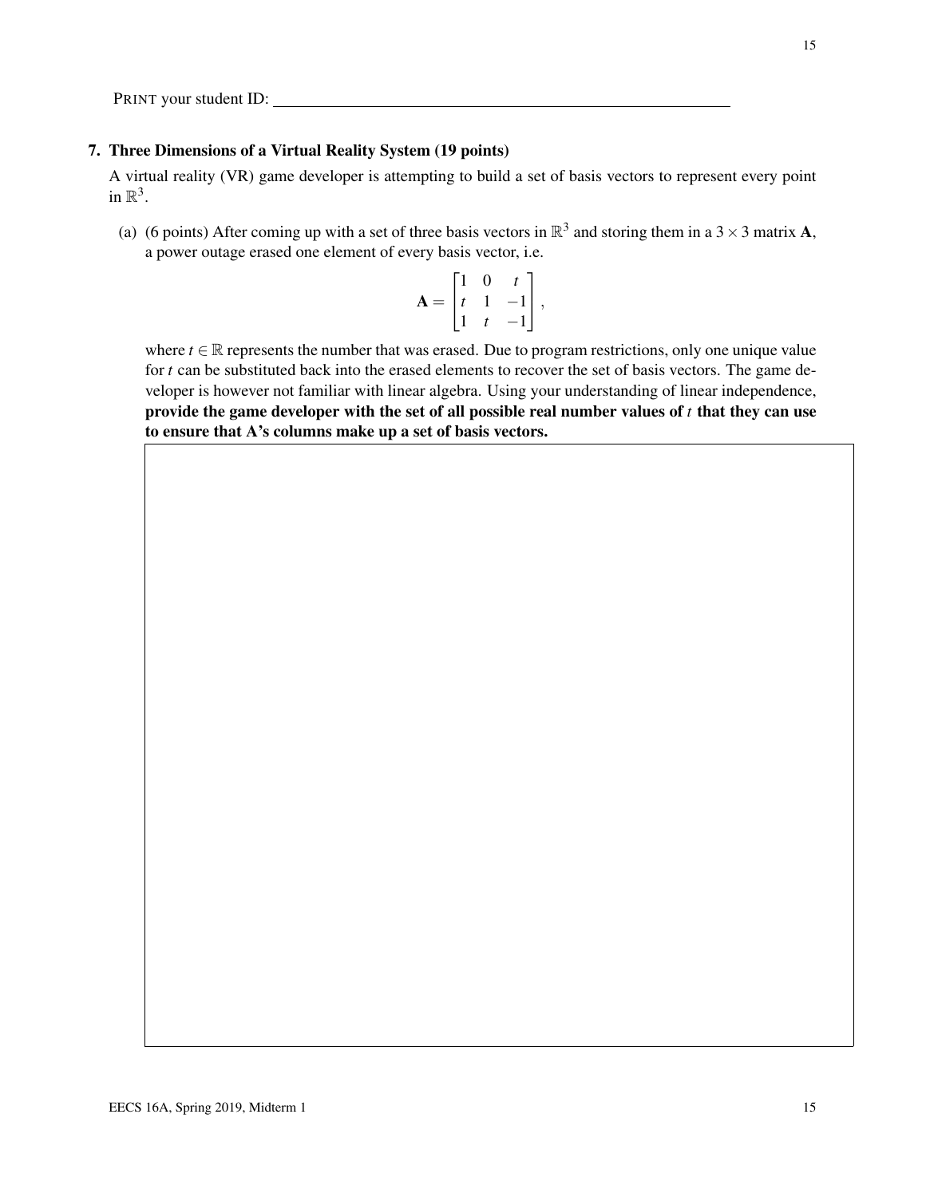PRINT your student ID: ____________________

**7. Three Dimensions of a Virtual Reality System (19 points)**

A virtual reality (VR) game developer is attempting to build a set of basis vectors to represent every point in $\mathbb{R}^3$.

(a) (6 points) After coming up with a set of three basis vectors in $\mathbb{R}^3$ and storing them in a $3 \times 3$ matrix $\mathbf{A}$, a power outage erased one element of every basis vector, i.e.

$$\mathbf{A} = \begin{bmatrix} 1 & 0 & t \\ t & 1 & -1 \\ 1 & t & -1 \end{bmatrix},$$

where $t \in \mathbb{R}$ represents the number that was erased. Due to program restrictions, only one unique value for $t$ can be substituted back into the erased elements to recover the set of basis vectors. The game developer is however not familiar with linear algebra. Using your understanding of linear independence, **provide the game developer with the set of all possible real number values of $t$ that they can use to ensure that A's columns make up a set of basis vectors.**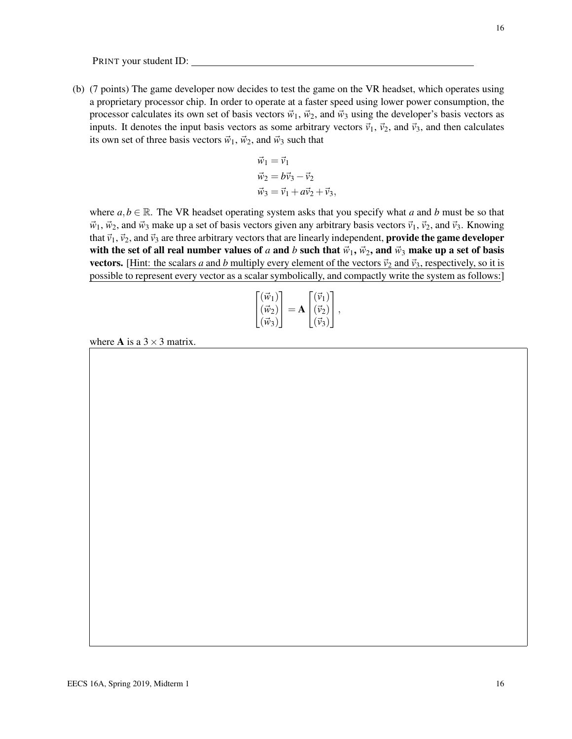PRINT your student ID: ____________________

(b) (7 points) The game developer now decides to test the game on the VR headset, which operates using a proprietary processor chip. In order to operate at a faster speed using lower power consumption, the processor calculates its own set of basis vectors $\vec{w}_1$, $\vec{w}_2$, and $\vec{w}_3$ using the developer's basis vectors as inputs. It denotes the input basis vectors as some arbitrary vectors $\vec{v}_1$, $\vec{v}_2$, and $\vec{v}_3$, and then calculates its own set of three basis vectors $\vec{w}_1$, $\vec{w}_2$, and $\vec{w}_3$ such that

$$\vec{w}_1 = \vec{v}_1$$
$$\vec{w}_2 = b\vec{v}_3 - \vec{v}_2$$
$$\vec{w}_3 = \vec{v}_1 + a\vec{v}_2 + \vec{v}_3,$$

where $a, b \in \mathbb{R}$. The VR headset operating system asks that you specify what $a$ and $b$ must be so that $\vec{w}_1$, $\vec{w}_2$, and $\vec{w}_3$ make up a set of basis vectors given any arbitrary basis vectors $\vec{v}_1$, $\vec{v}_2$, and $\vec{v}_3$. Knowing that $\vec{v}_1$, $\vec{v}_2$, and $\vec{v}_3$ are three arbitrary vectors that are linearly independent, **provide the game developer with the set of all real number values of $a$ and $b$ such that $\vec{w}_1$, $\vec{w}_2$, and $\vec{w}_3$ make up a set of basis vectors.** [Hint: the scalars $a$ and $b$ multiply every element of the vectors $\vec{v}_2$ and $\vec{v}_3$, respectively, so it is possible to represent every vector as a scalar symbolically, and compactly write the system as follows:]

$$\begin{bmatrix} (\vec{w}_1) \\ (\vec{w}_2) \\ (\vec{w}_3) \end{bmatrix} = \mathbf{A} \begin{bmatrix} (\vec{v}_1) \\ (\vec{v}_2) \\ (\vec{v}_3) \end{bmatrix},$$

where $\mathbf{A}$ is a $3 \times 3$ matrix.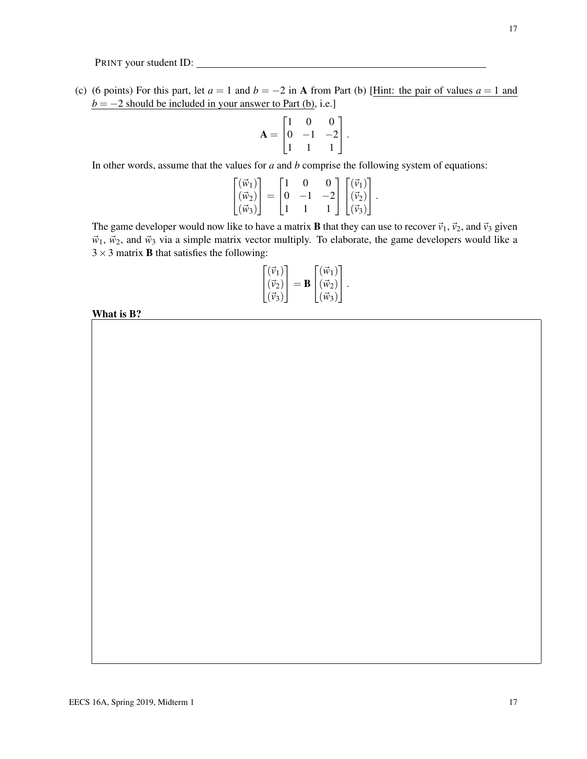PRINT your student ID: ____________________

(c) (6 points) For this part, let $a = 1$ and $b = -2$ in $\mathbf{A}$ from Part (b) [Hint: the pair of values $a = 1$ and $b = -2$ should be included in your answer to Part (b), i.e.]

$$\mathbf{A} = \begin{bmatrix} 1 & 0 & 0 \\ 0 & -1 & -2 \\ 1 & 1 & 1 \end{bmatrix}.$$

In other words, assume that the values for $a$ and $b$ comprise the following system of equations:

$$\begin{bmatrix} (\vec{w}_1) \\ (\vec{w}_2) \\ (\vec{w}_3) \end{bmatrix} = \begin{bmatrix} 1 & 0 & 0 \\ 0 & -1 & -2 \\ 1 & 1 & 1 \end{bmatrix} \begin{bmatrix} (\vec{v}_1) \\ (\vec{v}_2) \\ (\vec{v}_3) \end{bmatrix}.$$

The game developer would now like to have a matrix $\mathbf{B}$ that they can use to recover $\vec{v}_1$, $\vec{v}_2$, and $\vec{v}_3$ given $\vec{w}_1$, $\vec{w}_2$, and $\vec{w}_3$ via a simple matrix vector multiply. To elaborate, the game developers would like a $3 \times 3$ matrix $\mathbf{B}$ that satisfies the following:

$$\begin{bmatrix} (\vec{v}_1) \\ (\vec{v}_2) \\ (\vec{v}_3) \end{bmatrix} = \mathbf{B} \begin{bmatrix} (\vec{w}_1) \\ (\vec{w}_2) \\ (\vec{w}_3) \end{bmatrix}.$$

**What is B?**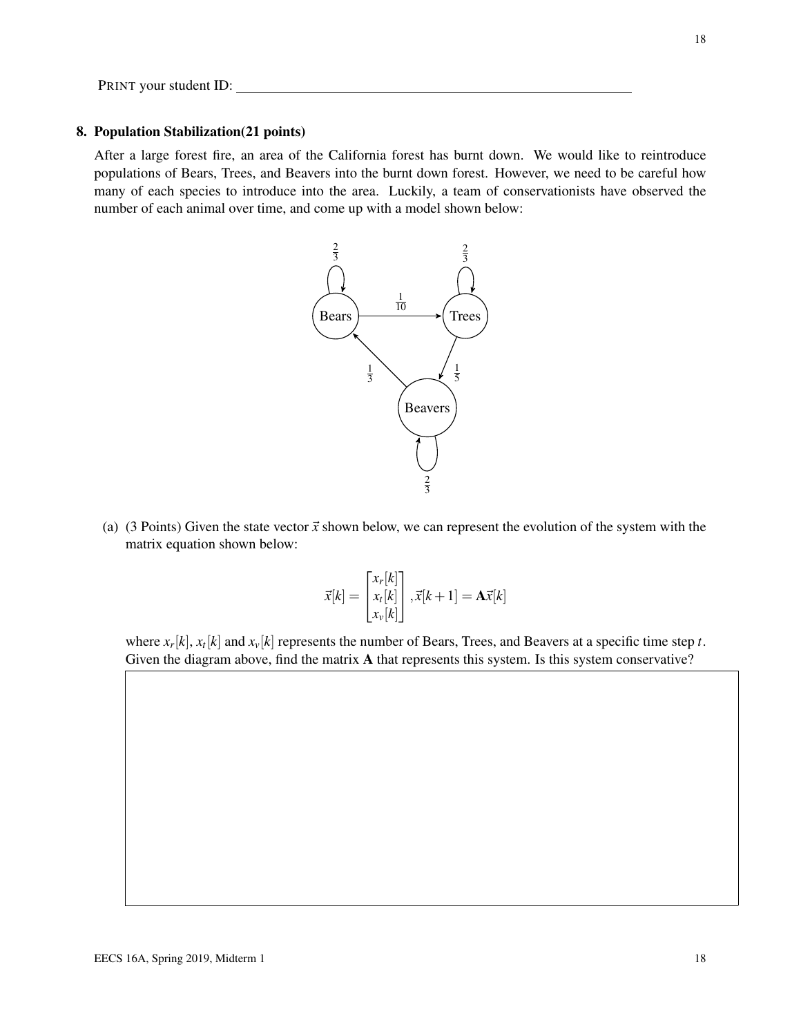PRINT your student ID: ______________________________

## 8. Population Stabilization(21 points)

After a large forest fire, an area of the California forest has burnt down. We would like to reintroduce populations of Bears, Trees, and Beavers into the burnt down forest. However, we need to be careful how many of each species to introduce into the area. Luckily, a team of conservationists have observed the number of each animal over time, and come up with a model shown below:

(a) (3 Points) Given the state vector $\vec{x}$ shown below, we can represent the evolution of the system with the matrix equation shown below:

$$\vec{x}[k] = \begin{bmatrix} x_r[k] \\ x_t[k] \\ x_v[k] \end{bmatrix}, \vec{x}[k+1] = \mathbf{A}\vec{x}[k]$$

where $x_r[k]$, $x_t[k]$ and $x_v[k]$ represents the number of Bears, Trees, and Beavers at a specific time step $t$. Given the diagram above, find the matrix $\mathbf{A}$ that represents this system. Is this system conservative?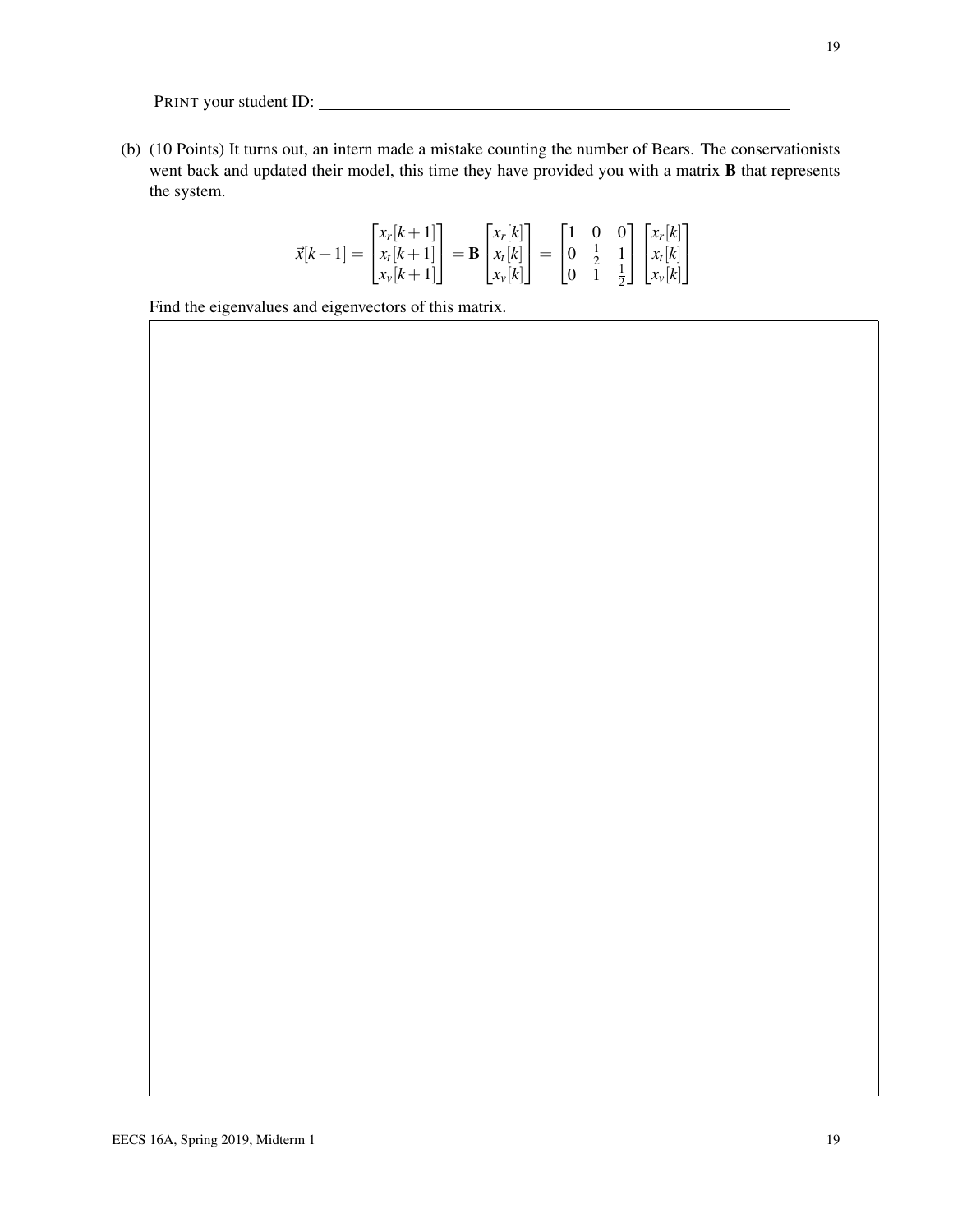PRINT your student ID: \_\_\_\_\_\_\_\_\_\_\_\_\_\_\_\_\_\_\_\_\_\_\_\_\_\_\_\_\_\_\_\_\_\_\_\_\_\_\_\_\_\_

(b) (10 Points) It turns out, an intern made a mistake counting the number of Bears. The conservationists went back and updated their model, this time they have provided you with a matrix $\mathbf{B}$ that represents the system.

$$\vec{x}[k+1] = \begin{bmatrix} x_r[k+1] \\ x_t[k+1] \\ x_v[k+1] \end{bmatrix} = \mathbf{B} \begin{bmatrix} x_r[k] \\ x_t[k] \\ x_v[k] \end{bmatrix} = \begin{bmatrix} 1 & 0 & 0 \\ 0 & \frac{1}{2} & 1 \\ 0 & 1 & \frac{1}{2} \end{bmatrix} \begin{bmatrix} x_r[k] \\ x_t[k] \\ x_v[k] \end{bmatrix}$$

Find the eigenvalues and eigenvectors of this matrix.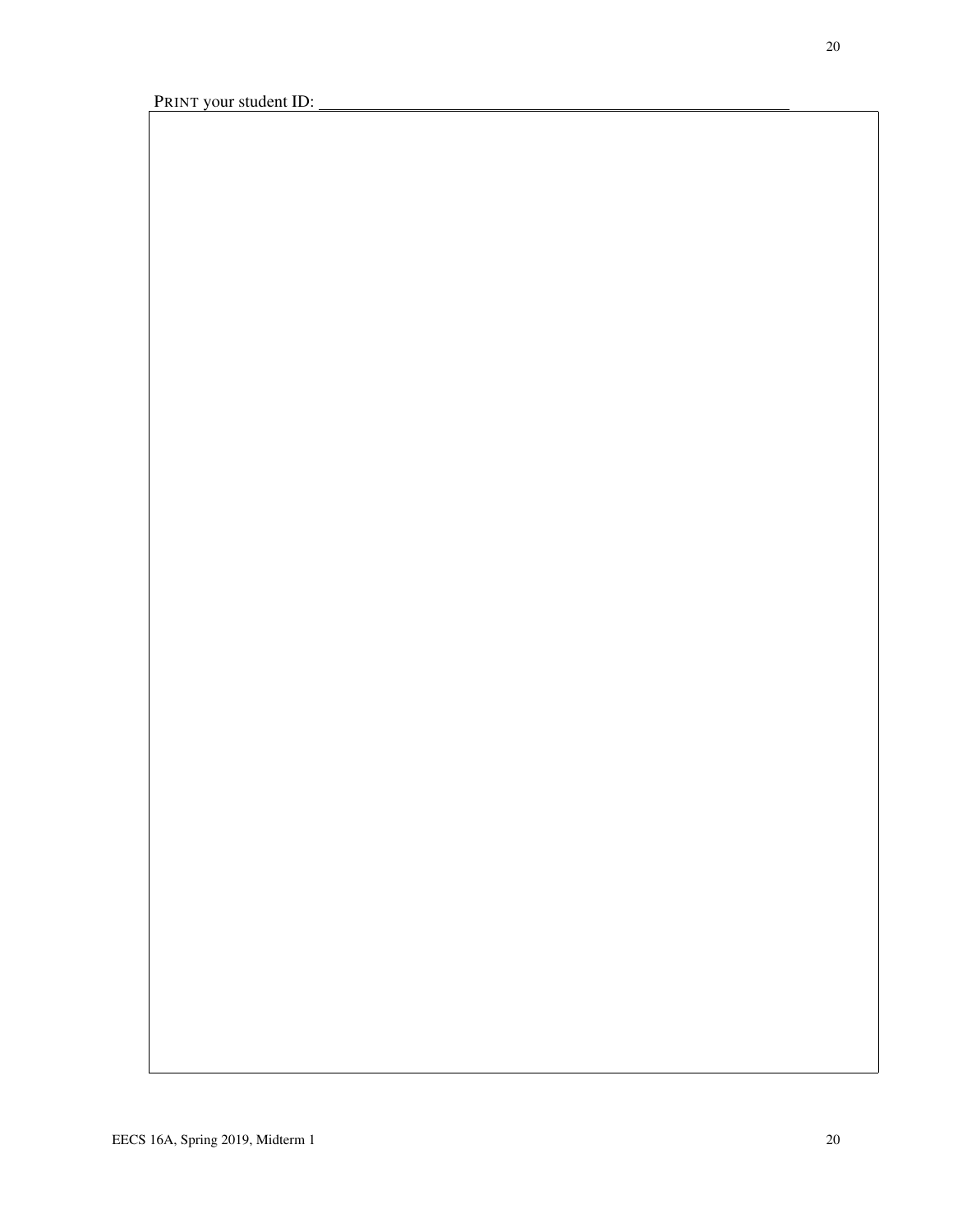PRINT your student ID: \_\_\_\_\_\_\_\_\_\_\_\_\_\_\_\_\_\_\_\_\_\_\_\_\_\_\_\_\_\_\_\_\_\_\_\_\_\_\_\_\_\_\_\_\_\_\_\_\_\_\_\_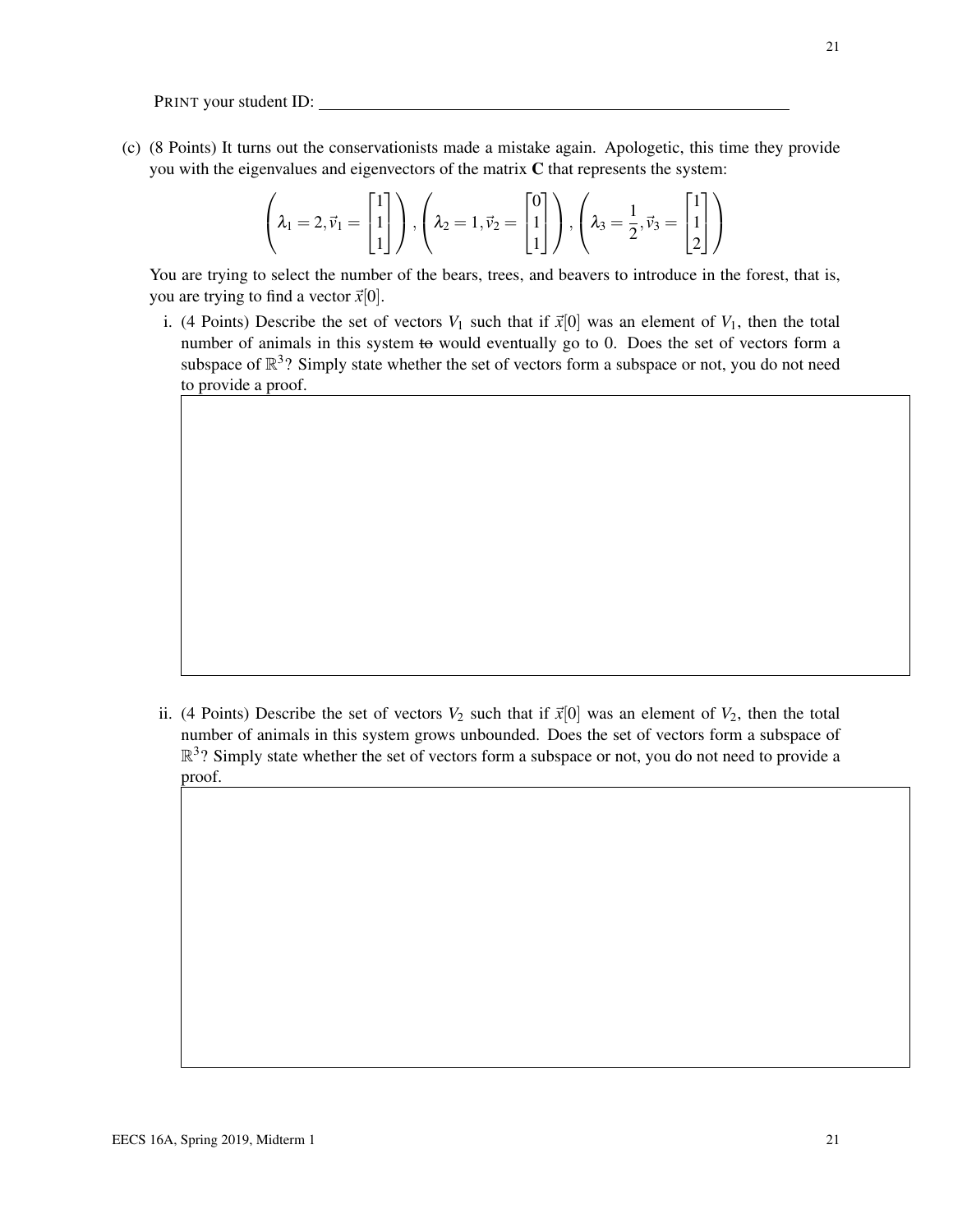PRINT your student ID: ____________________________________________

(c) (8 Points) It turns out the conservationists made a mistake again. Apologetic, this time they provide you with the eigenvalues and eigenvectors of the matrix $\mathbf{C}$ that represents the system:

$$\left(\lambda_1 = 2, \vec{v}_1 = \begin{bmatrix} 1 \\ 1 \\ 1 \end{bmatrix}\right), \left(\lambda_2 = 1, \vec{v}_2 = \begin{bmatrix} 0 \\ 1 \\ 1 \end{bmatrix}\right), \left(\lambda_3 = \frac{1}{2}, \vec{v}_3 = \begin{bmatrix} 1 \\ 1 \\ 2 \end{bmatrix}\right)$$

You are trying to select the number of the bears, trees, and beavers to introduce in the forest, that is, you are trying to find a vector $\vec{x}[0]$.

i. (4 Points) Describe the set of vectors $V_1$ such that if $\vec{x}[0]$ was an element of $V_1$, then the total number of animals in this system ~~to~~ would eventually go to 0. Does the set of vectors form a subspace of $\mathbb{R}^3$? Simply state whether the set of vectors form a subspace or not, you do not need to provide a proof.

ii. (4 Points) Describe the set of vectors $V_2$ such that if $\vec{x}[0]$ was an element of $V_2$, then the total number of animals in this system grows unbounded. Does the set of vectors form a subspace of $\mathbb{R}^3$? Simply state whether the set of vectors form a subspace or not, you do not need to provide a proof.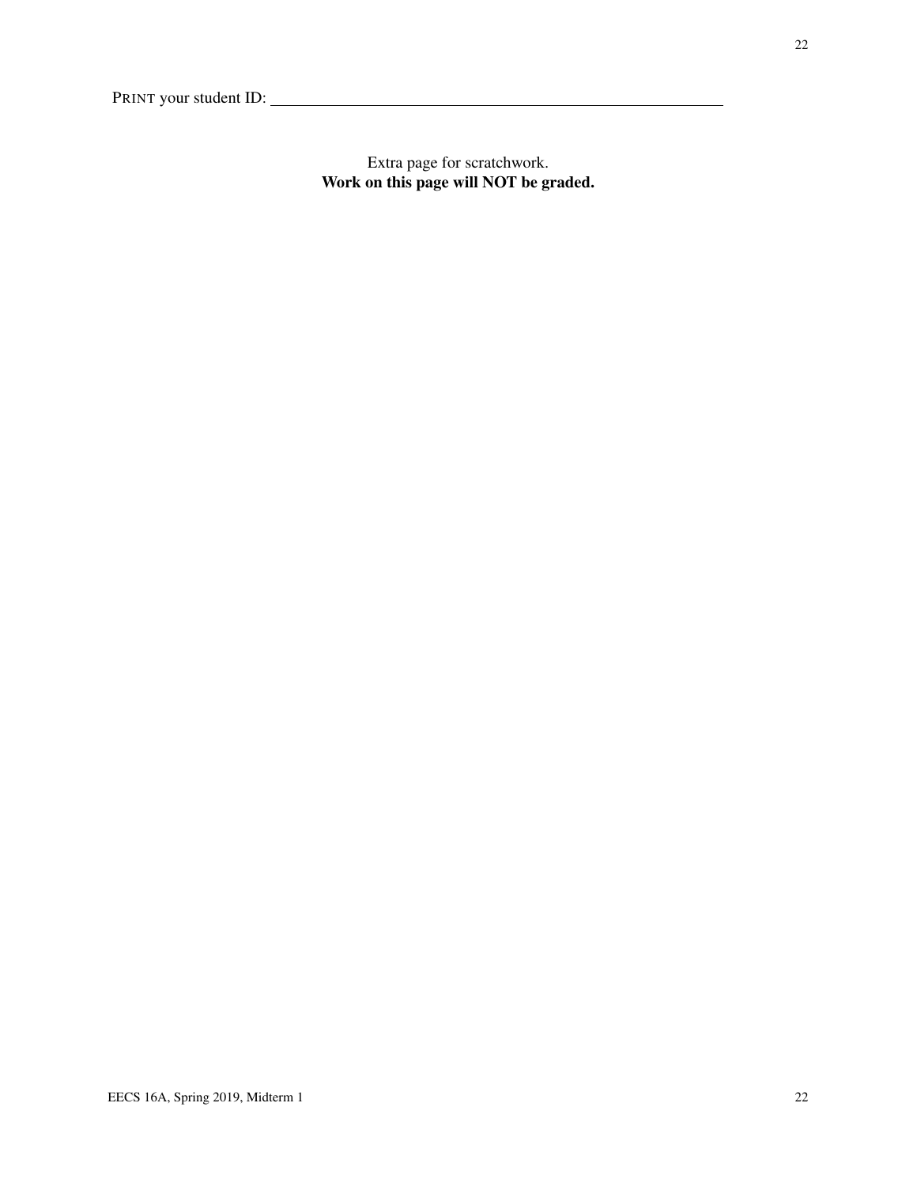PRINT your student ID: \_\_\_\_\_\_\_\_\_\_\_\_\_\_\_\_\_\_\_\_\_\_\_\_\_\_\_\_\_\_\_\_\_\_\_\_\_\_\_\_

Extra page for scratchwork.
**Work on this page will NOT be graded.**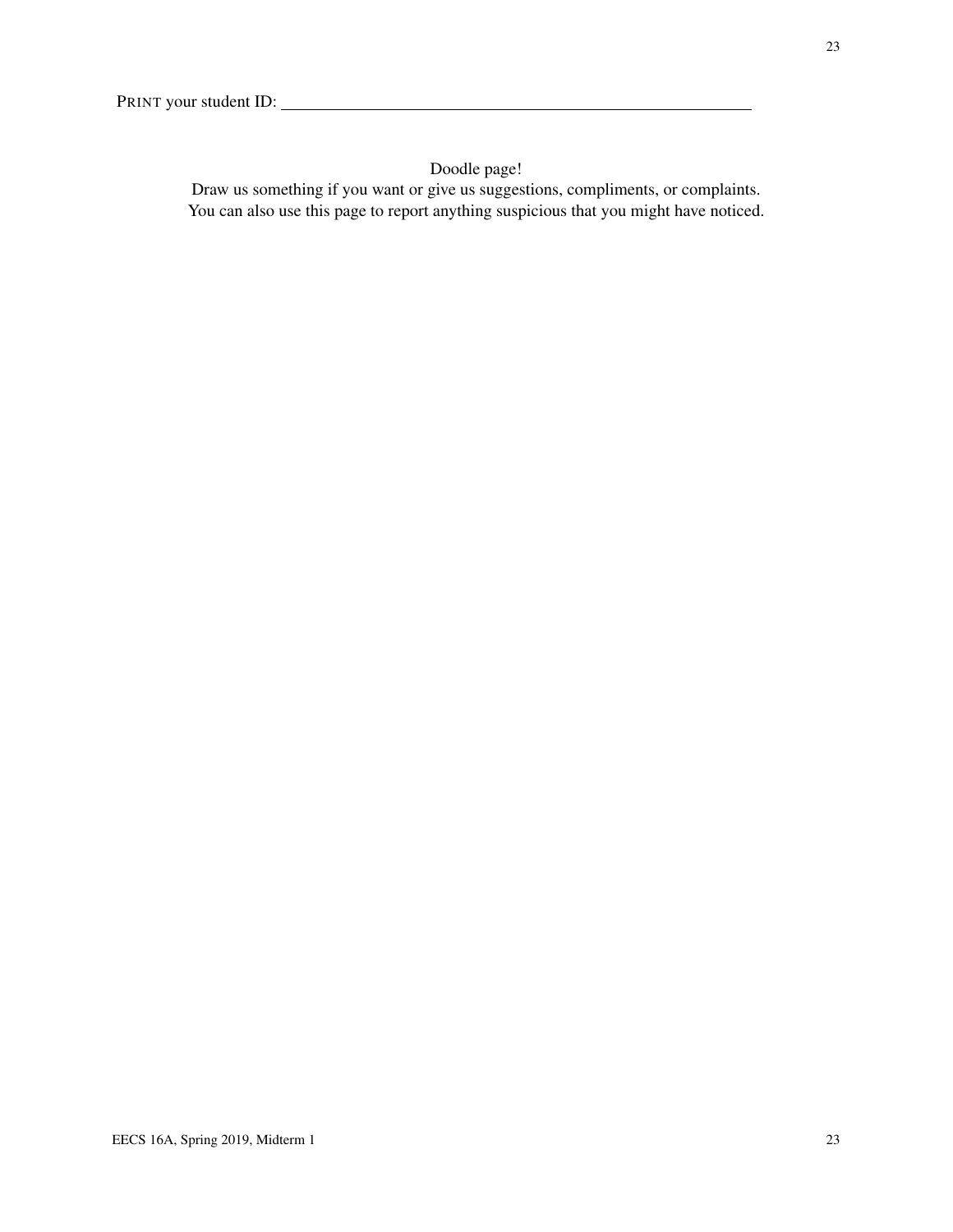PRINT your student ID: ________________________________________________

Doodle page!

Draw us something if you want or give us suggestions, compliments, or complaints.

You can also use this page to report anything suspicious that you might have noticed.